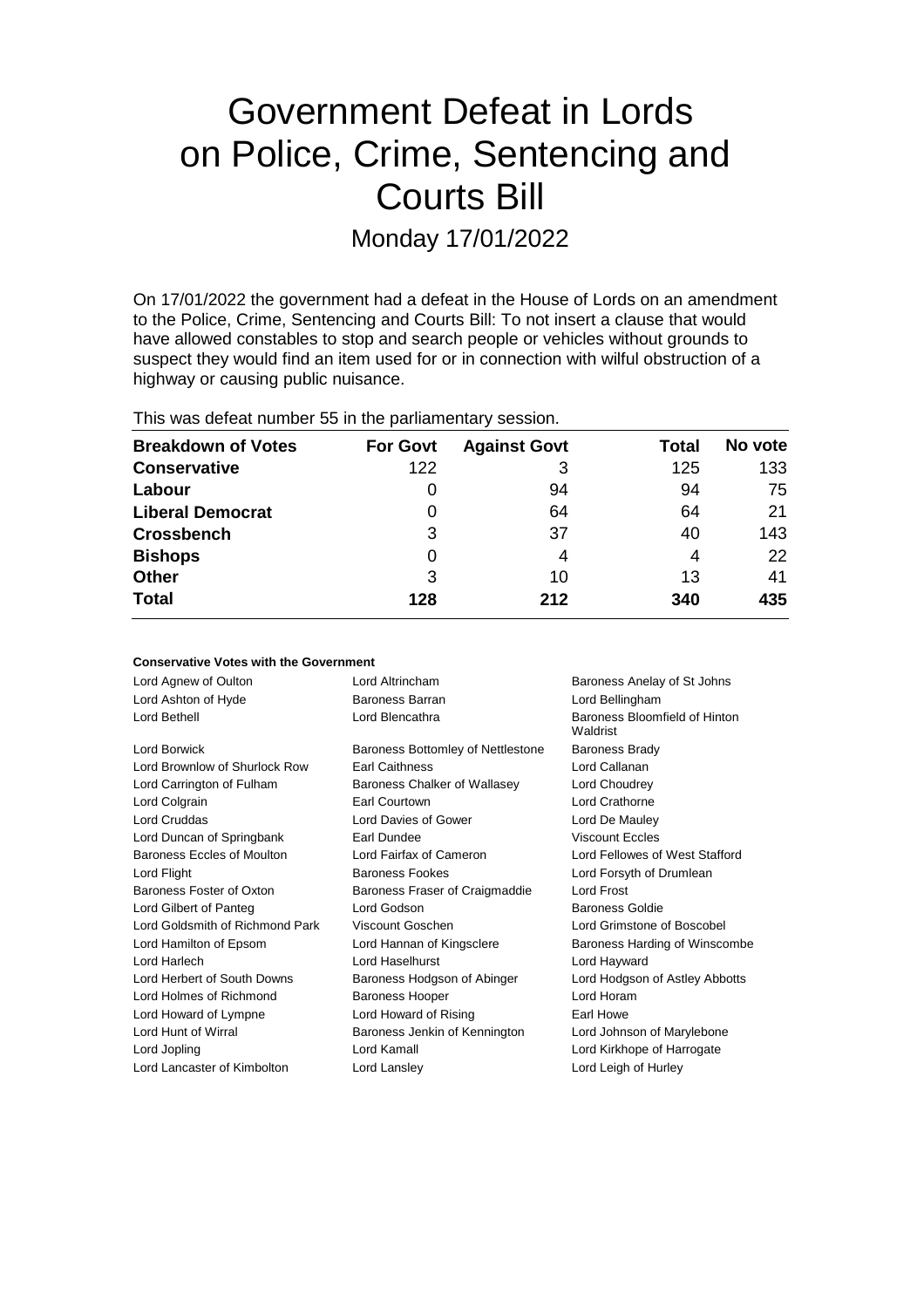# Government Defeat in Lords on Police, Crime, Sentencing and Courts Bill

Monday 17/01/2022

On 17/01/2022 the government had a defeat in the House of Lords on an amendment to the Police, Crime, Sentencing and Courts Bill: To not insert a clause that would have allowed constables to stop and search people or vehicles without grounds to suspect they would find an item used for or in connection with wilful obstruction of a highway or causing public nuisance.

This was defeat number 55 in the parliamentary session.

| Breakdown of Votes | For Govt | Against Govt | Total | No vote |
|---|---|---|---|---|
| Conservative | 122 | 3 | 125 | 133 |
| Labour | 0 | 94 | 94 | 75 |
| Liberal Democrat | 0 | 64 | 64 | 21 |
| Crossbench | 3 | 37 | 40 | 143 |
| Bishops | 0 | 4 | 4 | 22 |
| Other | 3 | 10 | 13 | 41 |
| **Total** | **128** | **212** | **340** | **435** |

**Conservative Votes with the Government**

| | | |
|---|---|---|
| Lord Agnew of Oulton | Lord Altrincham | Baroness Anelay of St Johns |
| Lord Ashton of Hyde | Baroness Barran | Lord Bellingham |
| Lord Bethell | Lord Blencathra | Baroness Bloomfield of Hinton Waldrist |
| Lord Borwick | Baroness Bottomley of Nettlestone | Baroness Brady |
| Lord Brownlow of Shurlock Row | Earl Caithness | Lord Callanan |
| Lord Carrington of Fulham | Baroness Chalker of Wallasey | Lord Choudrey |
| Lord Colgrain | Earl Courtown | Lord Crathorne |
| Lord Cruddas | Lord Davies of Gower | Lord De Mauley |
| Lord Duncan of Springbank | Earl Dundee | Viscount Eccles |
| Baroness Eccles of Moulton | Lord Fairfax of Cameron | Lord Fellowes of West Stafford |
| Lord Flight | Baroness Fookes | Lord Forsyth of Drumlean |
| Baroness Foster of Oxton | Baroness Fraser of Craigmaddie | Lord Frost |
| Lord Gilbert of Panteg | Lord Godson | Baroness Goldie |
| Lord Goldsmith of Richmond Park | Viscount Goschen | Lord Grimstone of Boscobel |
| Lord Hamilton of Epsom | Lord Hannan of Kingsclere | Baroness Harding of Winscombe |
| Lord Harlech | Lord Haselhurst | Lord Hayward |
| Lord Herbert of South Downs | Baroness Hodgson of Abinger | Lord Hodgson of Astley Abbotts |
| Lord Holmes of Richmond | Baroness Hooper | Lord Horam |
| Lord Howard of Lympne | Lord Howard of Rising | Earl Howe |
| Lord Hunt of Wirral | Baroness Jenkin of Kennington | Lord Johnson of Marylebone |
| Lord Jopling | Lord Kamall | Lord Kirkhope of Harrogate |
| Lord Lancaster of Kimbolton | Lord Lansley | Lord Leigh of Hurley |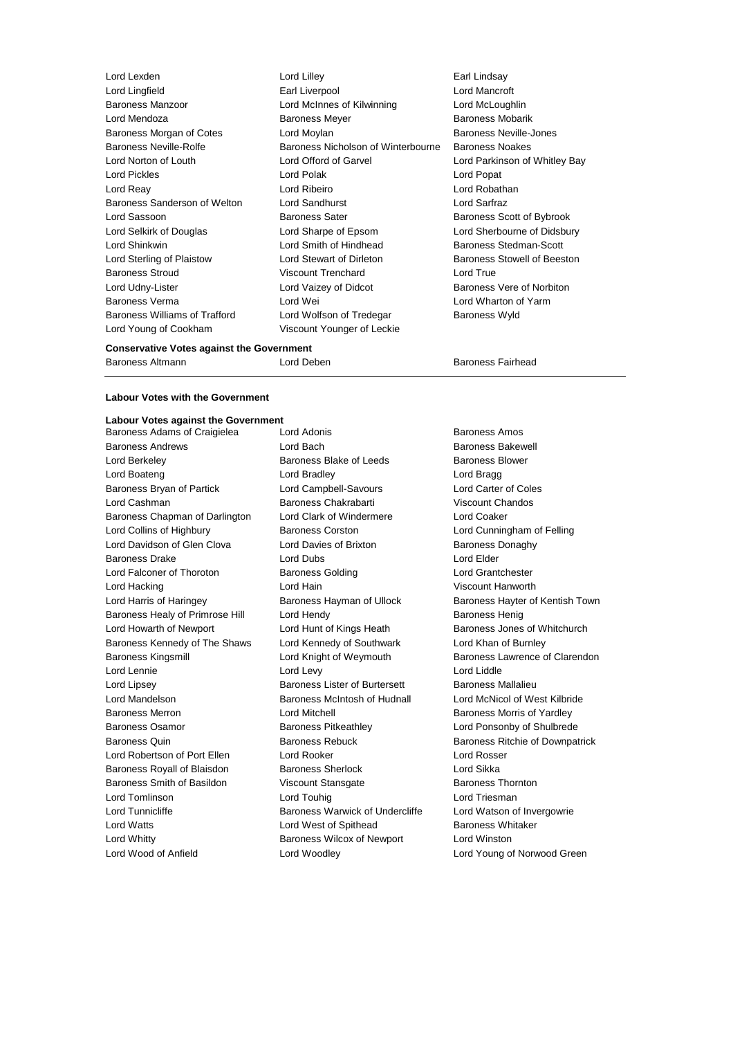Lord Lexden Lord Lilley Earl Lindsay
Lord Lingfield Earl Liverpool Lord Mancroft
Baroness Manzoor Lord McInnes of Kilwinning Lord McLoughlin
Lord Mendoza Baroness Meyer Baroness Mobarik
Baroness Morgan of Cotes Lord Moylan Baroness Neville-Jones
Baroness Neville-Rolfe Baroness Nicholson of Winterbourne Baroness Noakes
Lord Norton of Louth Lord Offord of Garvel Lord Parkinson of Whitley Bay
Lord Pickles Lord Polak Lord Popat
Lord Reay Lord Ribeiro Lord Robathan
Baroness Sanderson of Welton Lord Sandhurst Lord Sarfraz
Lord Sassoon Baroness Sater Baroness Scott of Bybrook
Lord Selkirk of Douglas Lord Sharpe of Epsom Lord Sherbourne of Didsbury
Lord Shinkwin Lord Smith of Hindhead Baroness Stedman-Scott
Lord Sterling of Plaistow Lord Stewart of Dirleton Baroness Stowell of Beeston
Baroness Stroud Viscount Trenchard Lord True
Lord Udny-Lister Lord Vaizey of Didcot Baroness Vere of Norbiton
Baroness Verma Lord Wei Lord Wharton of Yarm
Baroness Williams of Trafford Lord Wolfson of Tredegar Baroness Wyld
Lord Young of Cookham Viscount Younger of Leckie

**Conservative Votes against the Government**

Baroness Altmann Lord Deben Baroness Fairhead

---

**Labour Votes with the Government**

**Labour Votes against the Government**

Baroness Adams of Craigielea Lord Adonis Baroness Amos
Baroness Andrews Lord Bach Baroness Bakewell
Lord Berkeley Baroness Blake of Leeds Baroness Blower
Lord Boateng Lord Bradley Lord Bragg
Baroness Bryan of Partick Lord Campbell-Savours Lord Carter of Coles
Lord Cashman Baroness Chakrabarti Viscount Chandos
Baroness Chapman of Darlington Lord Clark of Windermere Lord Coaker
Lord Collins of Highbury Baroness Corston Lord Cunningham of Felling
Lord Davidson of Glen Clova Lord Davies of Brixton Baroness Donaghy
Baroness Drake Lord Dubs Lord Elder
Lord Falconer of Thoroton Baroness Golding Lord Grantchester
Lord Hacking Lord Hain Viscount Hanworth
Lord Harris of Haringey Baroness Hayman of Ullock Baroness Hayter of Kentish Town
Baroness Healy of Primrose Hill Lord Hendy Baroness Henig
Lord Howarth of Newport Lord Hunt of Kings Heath Baroness Jones of Whitchurch
Baroness Kennedy of The Shaws Lord Kennedy of Southwark Lord Khan of Burnley
Baroness Kingsmill Lord Knight of Weymouth Baroness Lawrence of Clarendon
Lord Lennie Lord Levy Lord Liddle
Lord Lipsey Baroness Lister of Burtersett Baroness Mallalieu
Lord Mandelson Baroness McIntosh of Hudnall Lord McNicol of West Kilbride
Baroness Merron Lord Mitchell Baroness Morris of Yardley
Baroness Osamor Baroness Pitkeathley Lord Ponsonby of Shulbrede
Baroness Quin Baroness Rebuck Baroness Ritchie of Downpatrick
Lord Robertson of Port Ellen Lord Rooker Lord Rosser
Baroness Royall of Blaisdon Baroness Sherlock Lord Sikka
Baroness Smith of Basildon Viscount Stansgate Baroness Thornton
Lord Tomlinson Lord Touhig Lord Triesman
Lord Tunnicliffe Baroness Warwick of Undercliffe Lord Watson of Invergowrie
Lord Watts Lord West of Spithead Baroness Whitaker
Lord Whitty Baroness Wilcox of Newport Lord Winston
Lord Wood of Anfield Lord Woodley Lord Young of Norwood Green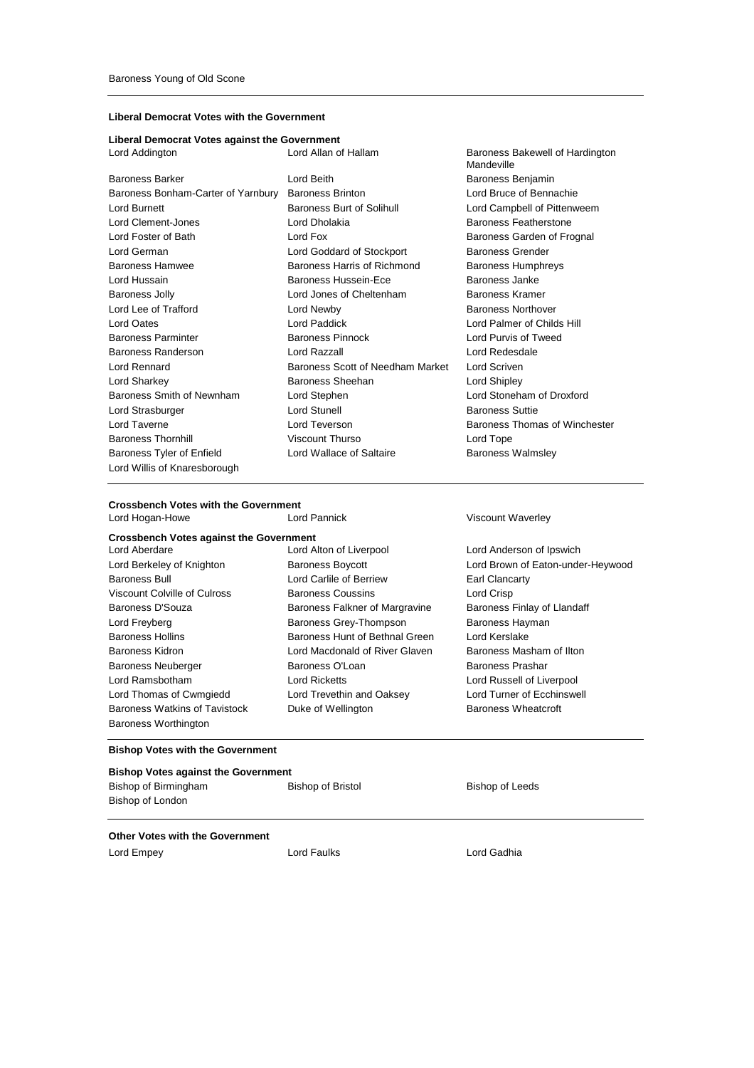Baroness Young of Old Scone

**Liberal Democrat Votes with the Government**

**Liberal Democrat Votes against the Government**

Lord Addington
Lord Allan of Hallam
Baroness Bakewell of Hardington Mandeville
Baroness Barker
Lord Beith
Baroness Benjamin
Baroness Bonham-Carter of Yarnbury
Baroness Brinton
Lord Bruce of Bennachie
Lord Burnett
Baroness Burt of Solihull
Lord Campbell of Pittenweem
Lord Clement-Jones
Lord Dholakia
Baroness Featherstone
Lord Foster of Bath
Lord Fox
Baroness Garden of Frognal
Lord German
Lord Goddard of Stockport
Baroness Grender
Baroness Hamwee
Baroness Harris of Richmond
Baroness Humphreys
Lord Hussain
Baroness Hussein-Ece
Baroness Janke
Baroness Jolly
Lord Jones of Cheltenham
Baroness Kramer
Lord Lee of Trafford
Lord Newby
Baroness Northover
Lord Oates
Lord Paddick
Lord Palmer of Childs Hill
Baroness Parminter
Baroness Pinnock
Lord Purvis of Tweed
Baroness Randerson
Lord Razzall
Lord Redesdale
Lord Rennard
Baroness Scott of Needham Market
Lord Scriven
Lord Sharkey
Baroness Sheehan
Lord Shipley
Baroness Smith of Newnham
Lord Stephen
Lord Stoneham of Droxford
Lord Strasburger
Lord Stunell
Baroness Suttie
Lord Taverne
Lord Teverson
Baroness Thomas of Winchester
Baroness Thornhill
Viscount Thurso
Lord Tope
Baroness Tyler of Enfield
Lord Wallace of Saltaire
Baroness Walmsley
Lord Willis of Knaresborough

**Crossbench Votes with the Government**

Lord Hogan-Howe
Lord Pannick
Viscount Waverley

**Crossbench Votes against the Government**

Lord Aberdare
Lord Alton of Liverpool
Lord Anderson of Ipswich
Lord Berkeley of Knighton
Baroness Boycott
Lord Brown of Eaton-under-Heywood
Baroness Bull
Lord Carlile of Berriew
Earl Clancarty
Viscount Colville of Culross
Baroness Coussins
Lord Crisp
Baroness D'Souza
Baroness Falkner of Margravine
Baroness Finlay of Llandaff
Lord Freyberg
Baroness Grey-Thompson
Baroness Hayman
Baroness Hollins
Baroness Hunt of Bethnal Green
Lord Kerslake
Baroness Kidron
Lord Macdonald of River Glaven
Baroness Masham of Ilton
Baroness Neuberger
Baroness O'Loan
Baroness Prashar
Lord Ramsbotham
Lord Ricketts
Lord Russell of Liverpool
Lord Thomas of Cwmgiedd
Lord Trevethin and Oaksey
Lord Turner of Ecchinswell
Baroness Watkins of Tavistock
Duke of Wellington
Baroness Wheatcroft
Baroness Worthington

**Bishop Votes with the Government**

**Bishop Votes against the Government**

Bishop of Birmingham
Bishop of Bristol
Bishop of Leeds
Bishop of London

**Other Votes with the Government**

Lord Empey
Lord Faulks
Lord Gadhia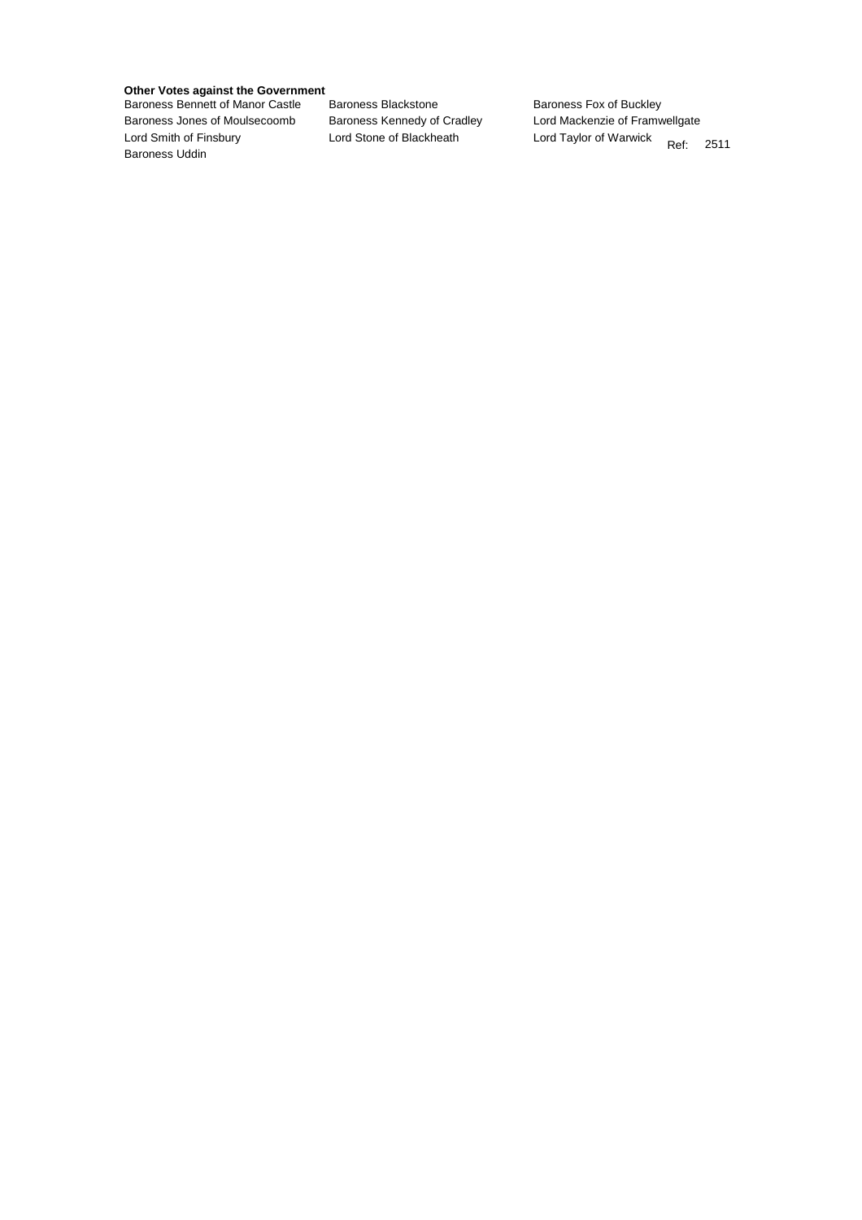**Other Votes against the Government**

| | | |
|---|---|---|
| Baroness Bennett of Manor Castle | Baroness Blackstone | Baroness Fox of Buckley |
| Baroness Jones of Moulsecoomb | Baroness Kennedy of Cradley | Lord Mackenzie of Framwellgate |
| Lord Smith of Finsbury | Lord Stone of Blackheath | Lord Taylor of Warwick |
| Baroness Uddin | | |

Ref: 2511